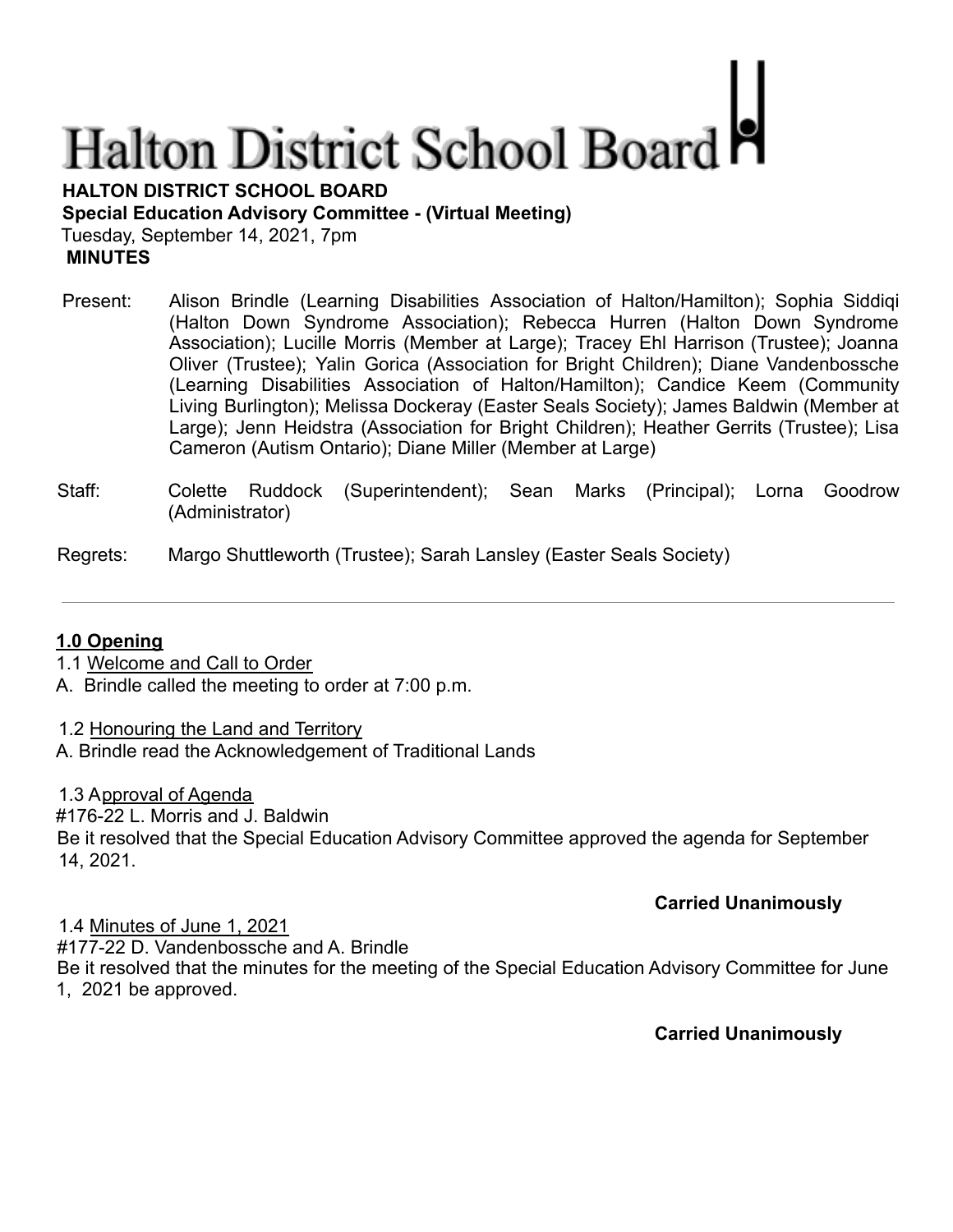# Halton District School Board

**HALTON DISTRICT SCHOOL BOARD**
**Special Education Advisory Committee - (Virtual Meeting)**
Tuesday, September 14, 2021, 7pm
**MINUTES**

Present: Alison Brindle (Learning Disabilities Association of Halton/Hamilton); Sophia Siddiqi (Halton Down Syndrome Association); Rebecca Hurren (Halton Down Syndrome Association); Lucille Morris (Member at Large); Tracey Ehl Harrison (Trustee); Joanna Oliver (Trustee); Yalin Gorica (Association for Bright Children); Diane Vandenbossche (Learning Disabilities Association of Halton/Hamilton); Candice Keem (Community Living Burlington); Melissa Dockeray (Easter Seals Society); James Baldwin (Member at Large); Jenn Heidstra (Association for Bright Children); Heather Gerrits (Trustee); Lisa Cameron (Autism Ontario); Diane Miller (Member at Large)

Staff: Colette Ruddock (Superintendent); Sean Marks (Principal); Lorna Goodrow (Administrator)

Regrets: Margo Shuttleworth (Trustee); Sarah Lansley (Easter Seals Society)

---

## 1.0 Opening

1.1 Welcome and Call to Order
A. Brindle called the meeting to order at 7:00 p.m.

1.2 Honouring the Land and Territory
A. Brindle read the Acknowledgement of Traditional Lands

1.3 Approval of Agenda
#176-22 L. Morris and J. Baldwin
Be it resolved that the Special Education Advisory Committee approved the agenda for September 14, 2021.

**Carried Unanimously**

1.4 Minutes of June 1, 2021
#177-22 D. Vandenbossche and A. Brindle
Be it resolved that the minutes for the meeting of the Special Education Advisory Committee for June 1, 2021 be approved.

**Carried Unanimously**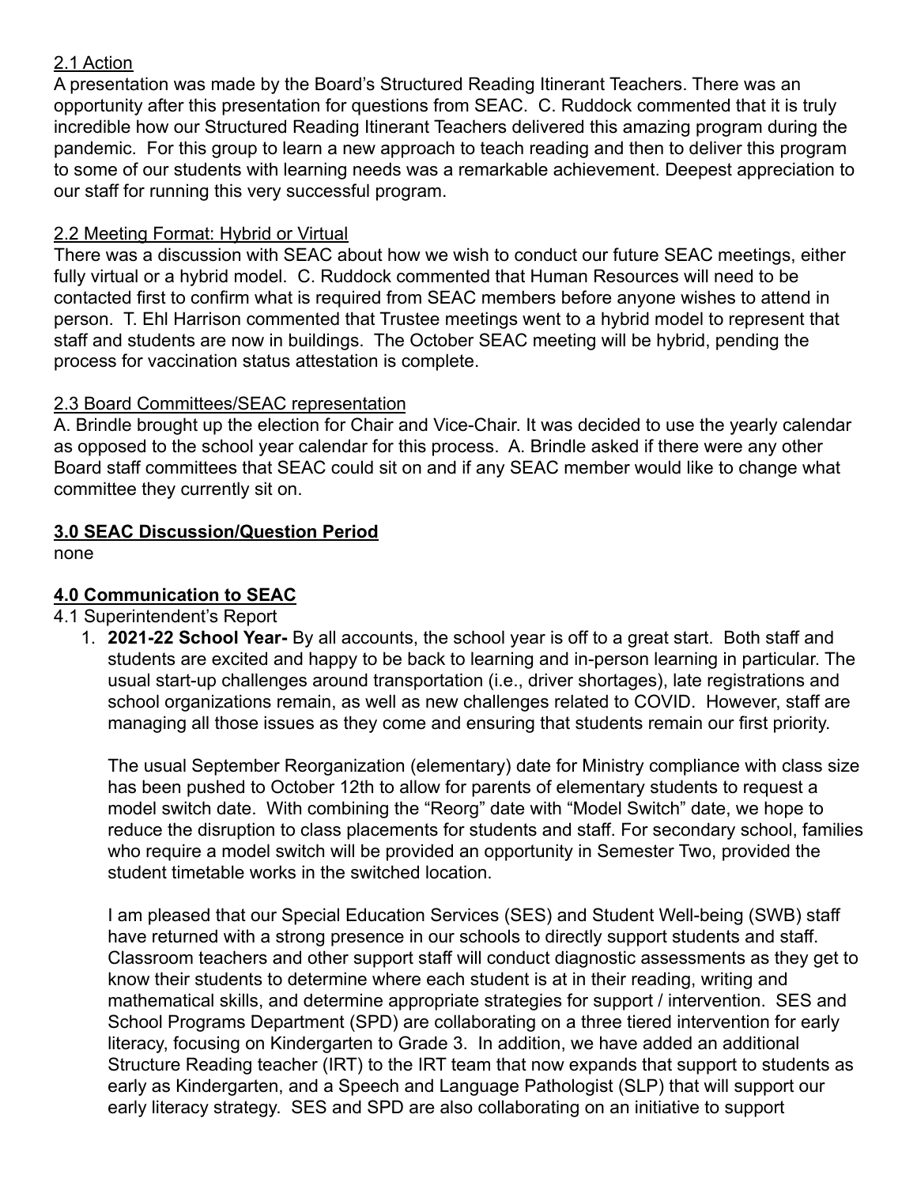2.1 Action

A presentation was made by the Board's Structured Reading Itinerant Teachers. There was an opportunity after this presentation for questions from SEAC. C. Ruddock commented that it is truly incredible how our Structured Reading Itinerant Teachers delivered this amazing program during the pandemic. For this group to learn a new approach to teach reading and then to deliver this program to some of our students with learning needs was a remarkable achievement. Deepest appreciation to our staff for running this very successful program.

2.2 Meeting Format: Hybrid or Virtual

There was a discussion with SEAC about how we wish to conduct our future SEAC meetings, either fully virtual or a hybrid model. C. Ruddock commented that Human Resources will need to be contacted first to confirm what is required from SEAC members before anyone wishes to attend in person. T. Ehl Harrison commented that Trustee meetings went to a hybrid model to represent that staff and students are now in buildings. The October SEAC meeting will be hybrid, pending the process for vaccination status attestation is complete.

2.3 Board Committees/SEAC representation

A. Brindle brought up the election for Chair and Vice-Chair. It was decided to use the yearly calendar as opposed to the school year calendar for this process. A. Brindle asked if there were any other Board staff committees that SEAC could sit on and if any SEAC member would like to change what committee they currently sit on.

**3.0 SEAC Discussion/Question Period**

none

**4.0 Communication to SEAC**

4.1 Superintendent's Report

1. **2021-22 School Year-** By all accounts, the school year is off to a great start. Both staff and students are excited and happy to be back to learning and in-person learning in particular. The usual start-up challenges around transportation (i.e., driver shortages), late registrations and school organizations remain, as well as new challenges related to COVID. However, staff are managing all those issues as they come and ensuring that students remain our first priority.

   The usual September Reorganization (elementary) date for Ministry compliance with class size has been pushed to October 12th to allow for parents of elementary students to request a model switch date. With combining the "Reorg" date with "Model Switch" date, we hope to reduce the disruption to class placements for students and staff. For secondary school, families who require a model switch will be provided an opportunity in Semester Two, provided the student timetable works in the switched location.

   I am pleased that our Special Education Services (SES) and Student Well-being (SWB) staff have returned with a strong presence in our schools to directly support students and staff. Classroom teachers and other support staff will conduct diagnostic assessments as they get to know their students to determine where each student is at in their reading, writing and mathematical skills, and determine appropriate strategies for support / intervention. SES and School Programs Department (SPD) are collaborating on a three tiered intervention for early literacy, focusing on Kindergarten to Grade 3. In addition, we have added an additional Structure Reading teacher (IRT) to the IRT team that now expands that support to students as early as Kindergarten, and a Speech and Language Pathologist (SLP) that will support our early literacy strategy. SES and SPD are also collaborating on an initiative to support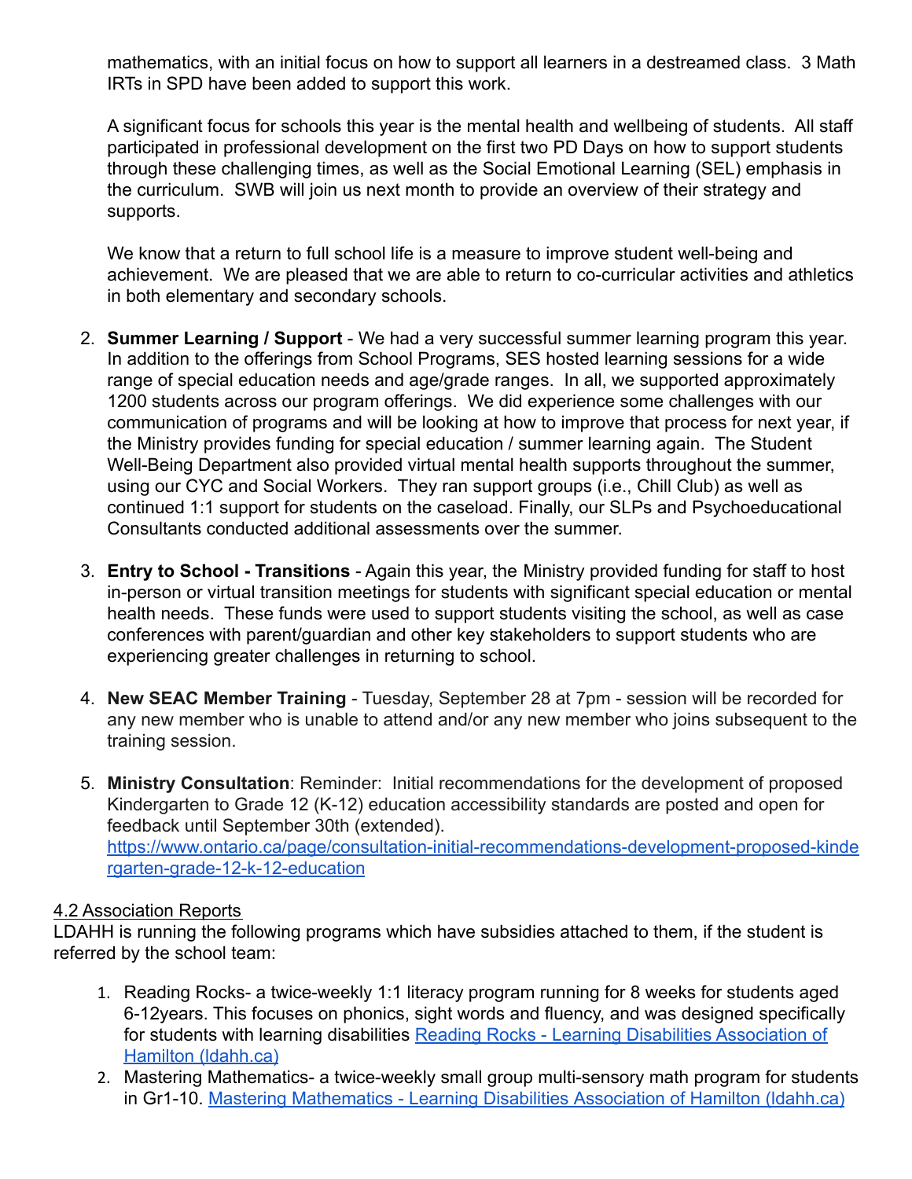mathematics, with an initial focus on how to support all learners in a destreamed class. 3 Math IRTs in SPD have been added to support this work.

A significant focus for schools this year is the mental health and wellbeing of students. All staff participated in professional development on the first two PD Days on how to support students through these challenging times, as well as the Social Emotional Learning (SEL) emphasis in the curriculum. SWB will join us next month to provide an overview of their strategy and supports.

We know that a return to full school life is a measure to improve student well-being and achievement. We are pleased that we are able to return to co-curricular activities and athletics in both elementary and secondary schools.

2. **Summer Learning / Support** - We had a very successful summer learning program this year. In addition to the offerings from School Programs, SES hosted learning sessions for a wide range of special education needs and age/grade ranges. In all, we supported approximately 1200 students across our program offerings. We did experience some challenges with our communication of programs and will be looking at how to improve that process for next year, if the Ministry provides funding for special education / summer learning again. The Student Well-Being Department also provided virtual mental health supports throughout the summer, using our CYC and Social Workers. They ran support groups (i.e., Chill Club) as well as continued 1:1 support for students on the caseload. Finally, our SLPs and Psychoeducational Consultants conducted additional assessments over the summer.

3. **Entry to School - Transitions** - Again this year, the Ministry provided funding for staff to host in-person or virtual transition meetings for students with significant special education or mental health needs. These funds were used to support students visiting the school, as well as case conferences with parent/guardian and other key stakeholders to support students who are experiencing greater challenges in returning to school.

4. **New SEAC Member Training** - Tuesday, September 28 at 7pm - session will be recorded for any new member who is unable to attend and/or any new member who joins subsequent to the training session.

5. **Ministry Consultation**: Reminder: Initial recommendations for the development of proposed Kindergarten to Grade 12 (K-12) education accessibility standards are posted and open for feedback until September 30th (extended). [https://www.ontario.ca/page/consultation-initial-recommendations-development-proposed-kindergarten-grade-12-k-12-education](https://www.ontario.ca/page/consultation-initial-recommendations-development-proposed-kindergarten-grade-12-k-12-education)

4.2 Association Reports

LDAHH is running the following programs which have subsidies attached to them, if the student is referred by the school team:

1. Reading Rocks- a twice-weekly 1:1 literacy program running for 8 weeks for students aged 6-12years. This focuses on phonics, sight words and fluency, and was designed specifically for students with learning disabilities [Reading Rocks - Learning Disabilities Association of Hamilton (ldahh.ca)](ldahh.ca)
2. Mastering Mathematics- a twice-weekly small group multi-sensory math program for students in Gr1-10. [Mastering Mathematics - Learning Disabilities Association of Hamilton (ldahh.ca)](ldahh.ca)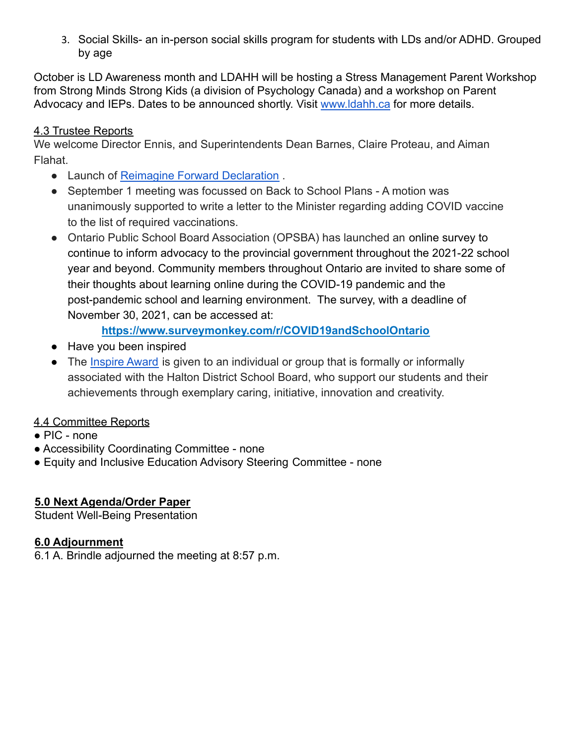3. Social Skills- an in-person social skills program for students with LDs and/or ADHD. Grouped by age

October is LD Awareness month and LDAHH will be hosting a Stress Management Parent Workshop from Strong Minds Strong Kids (a division of Psychology Canada) and a workshop on Parent Advocacy and IEPs. Dates to be announced shortly. Visit www.ldahh.ca for more details.

4.3 Trustee Reports

We welcome Director Ennis, and Superintendents Dean Barnes, Claire Proteau, and Aiman Flahat.

- Launch of Reimagine Forward Declaration .
- September 1 meeting was focussed on Back to School Plans - A motion was unanimously supported to write a letter to the Minister regarding adding COVID vaccine to the list of required vaccinations.
- Ontario Public School Board Association (OPSBA) has launched an online survey to continue to inform advocacy to the provincial government throughout the 2021-22 school year and beyond. Community members throughout Ontario are invited to share some of their thoughts about learning online during the COVID-19 pandemic and the post-pandemic school and learning environment. The survey, with a deadline of November 30, 2021, can be accessed at:

  **https://www.surveymonkey.com/r/COVID19andSchoolOntario**
- Have you been inspired
- The Inspire Award is given to an individual or group that is formally or informally associated with the Halton District School Board, who support our students and their achievements through exemplary caring, initiative, innovation and creativity.

4.4 Committee Reports

- PIC - none
- Accessibility Coordinating Committee - none
- Equity and Inclusive Education Advisory Steering Committee - none

## 5.0 Next Agenda/Order Paper

Student Well-Being Presentation

## 6.0 Adjournment

6.1 A. Brindle adjourned the meeting at 8:57 p.m.